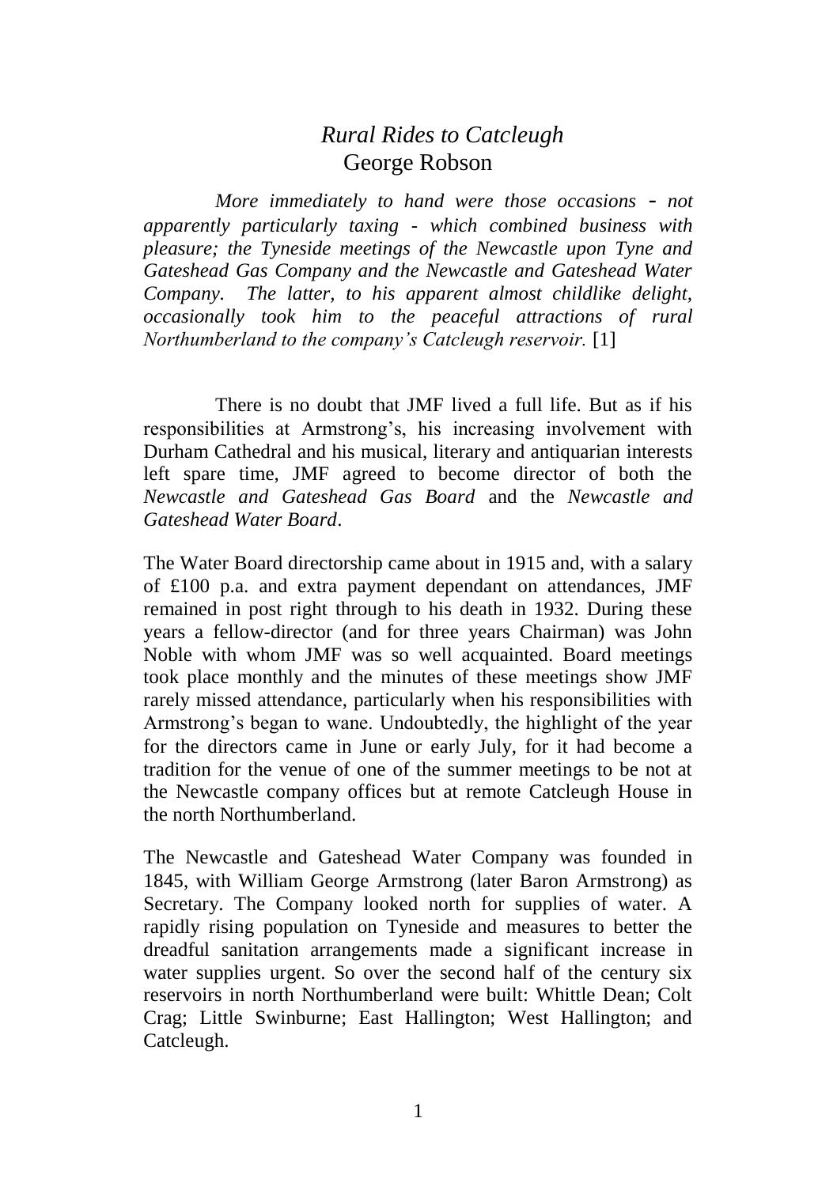# *Rural Rides to Catcleugh*

George Robson

*More immediately to hand were those occasions - not apparently particularly taxing - which combined business with pleasure; the Tyneside meetings of the Newcastle upon Tyne and Gateshead Gas Company and the Newcastle and Gateshead Water Company. The latter, to his apparent almost childlike delight, occasionally took him to the peaceful attractions of rural Northumberland to the company's Catcleugh reservoir.* [1]

There is no doubt that JMF lived a full life. But as if his responsibilities at Armstrong's, his increasing involvement with Durham Cathedral and his musical, literary and antiquarian interests left spare time, JMF agreed to become director of both the *Newcastle and Gateshead Gas Board* and the *Newcastle and Gateshead Water Board*.

The Water Board directorship came about in 1915 and, with a salary of £100 p.a. and extra payment dependant on attendances, JMF remained in post right through to his death in 1932. During these years a fellow-director (and for three years Chairman) was John Noble with whom JMF was so well acquainted. Board meetings took place monthly and the minutes of these meetings show JMF rarely missed attendance, particularly when his responsibilities with Armstrong's began to wane. Undoubtedly, the highlight of the year for the directors came in June or early July, for it had become a tradition for the venue of one of the summer meetings to be not at the Newcastle company offices but at remote Catcleugh House in the north Northumberland.

The Newcastle and Gateshead Water Company was founded in 1845, with William George Armstrong (later Baron Armstrong) as Secretary. The Company looked north for supplies of water. A rapidly rising population on Tyneside and measures to better the dreadful sanitation arrangements made a significant increase in water supplies urgent. So over the second half of the century six reservoirs in north Northumberland were built: Whittle Dean; Colt Crag; Little Swinburne; East Hallington; West Hallington; and Catcleugh.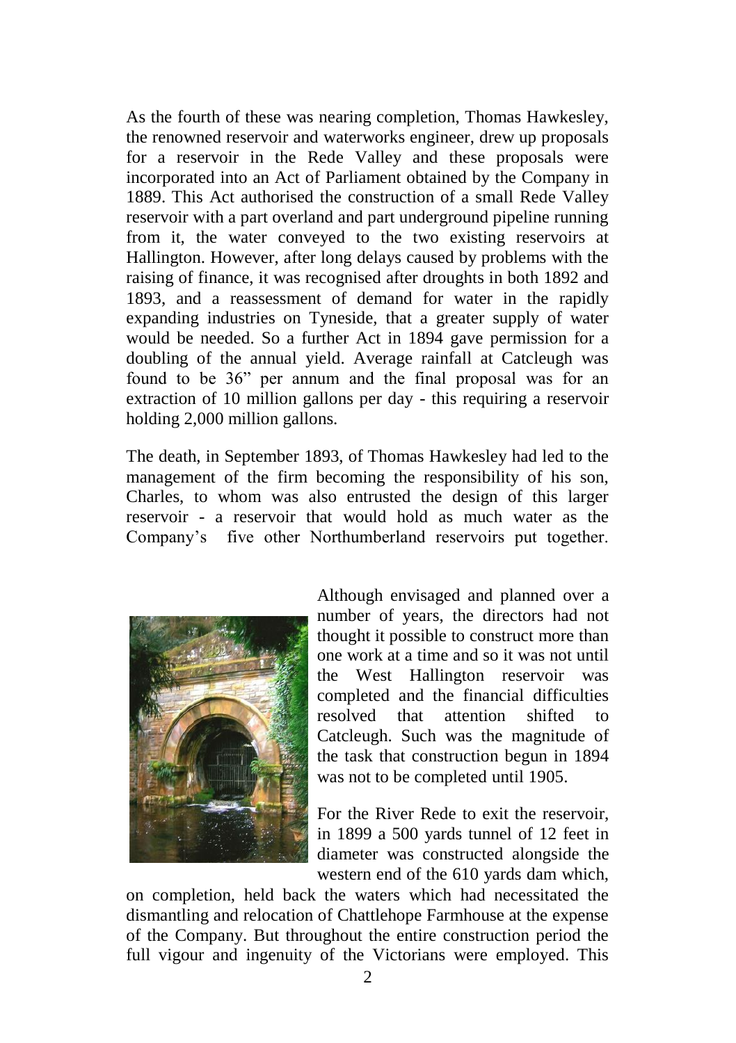As the fourth of these was nearing completion, Thomas Hawkesley, the renowned reservoir and waterworks engineer, drew up proposals for a reservoir in the Rede Valley and these proposals were incorporated into an Act of Parliament obtained by the Company in 1889. This Act authorised the construction of a small Rede Valley reservoir with a part overland and part underground pipeline running from it, the water conveyed to the two existing reservoirs at Hallington. However, after long delays caused by problems with the raising of finance, it was recognised after droughts in both 1892 and 1893, and a reassessment of demand for water in the rapidly expanding industries on Tyneside, that a greater supply of water would be needed. So a further Act in 1894 gave permission for a doubling of the annual yield. Average rainfall at Catcleugh was found to be 36" per annum and the final proposal was for an extraction of 10 million gallons per day - this requiring a reservoir holding 2,000 million gallons.

The death, in September 1893, of Thomas Hawkesley had led to the management of the firm becoming the responsibility of his son, Charles, to whom was also entrusted the design of this larger reservoir - a reservoir that would hold as much water as the Company's five other Northumberland reservoirs put together.

Although envisaged and planned over a number of years, the directors had not thought it possible to construct more than one work at a time and so it was not until the West Hallington reservoir was completed and the financial difficulties resolved that attention shifted to Catcleugh. Such was the magnitude of the task that construction begun in 1894 was not to be completed until 1905.

For the River Rede to exit the reservoir, in 1899 a 500 yards tunnel of 12 feet in diameter was constructed alongside the western end of the 610 yards dam which, on completion, held back the waters which had necessitated the dismantling and relocation of Chattlehope Farmhouse at the expense of the Company. But throughout the entire construction period the full vigour and ingenuity of the Victorians were employed. This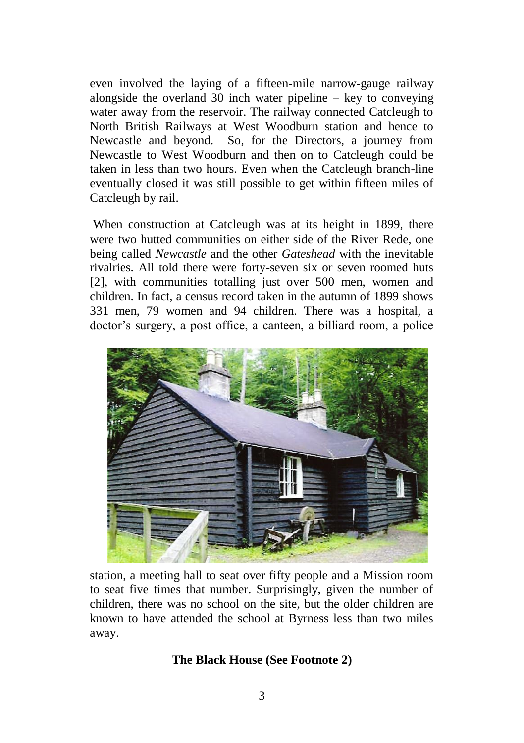even involved the laying of a fifteen-mile narrow-gauge railway alongside the overland 30 inch water pipeline – key to conveying water away from the reservoir. The railway connected Catcleugh to North British Railways at West Woodburn station and hence to Newcastle and beyond. So, for the Directors, a journey from Newcastle to West Woodburn and then on to Catcleugh could be taken in less than two hours. Even when the Catcleugh branch-line eventually closed it was still possible to get within fifteen miles of Catcleugh by rail.

When construction at Catcleugh was at its height in 1899, there were two hutted communities on either side of the River Rede, one being called *Newcastle* and the other *Gateshead* with the inevitable rivalries. All told there were forty-seven six or seven roomed huts [2], with communities totalling just over 500 men, women and children. In fact, a census record taken in the autumn of 1899 shows 331 men, 79 women and 94 children. There was a hospital, a doctor's surgery, a post office, a canteen, a billiard room, a police station, a meeting hall to seat over fifty people and a Mission room to seat five times that number. Surprisingly, given the number of children, there was no school on the site, but the older children are known to have attended the school at Byrness less than two miles away.

**The Black House (See Footnote 2)**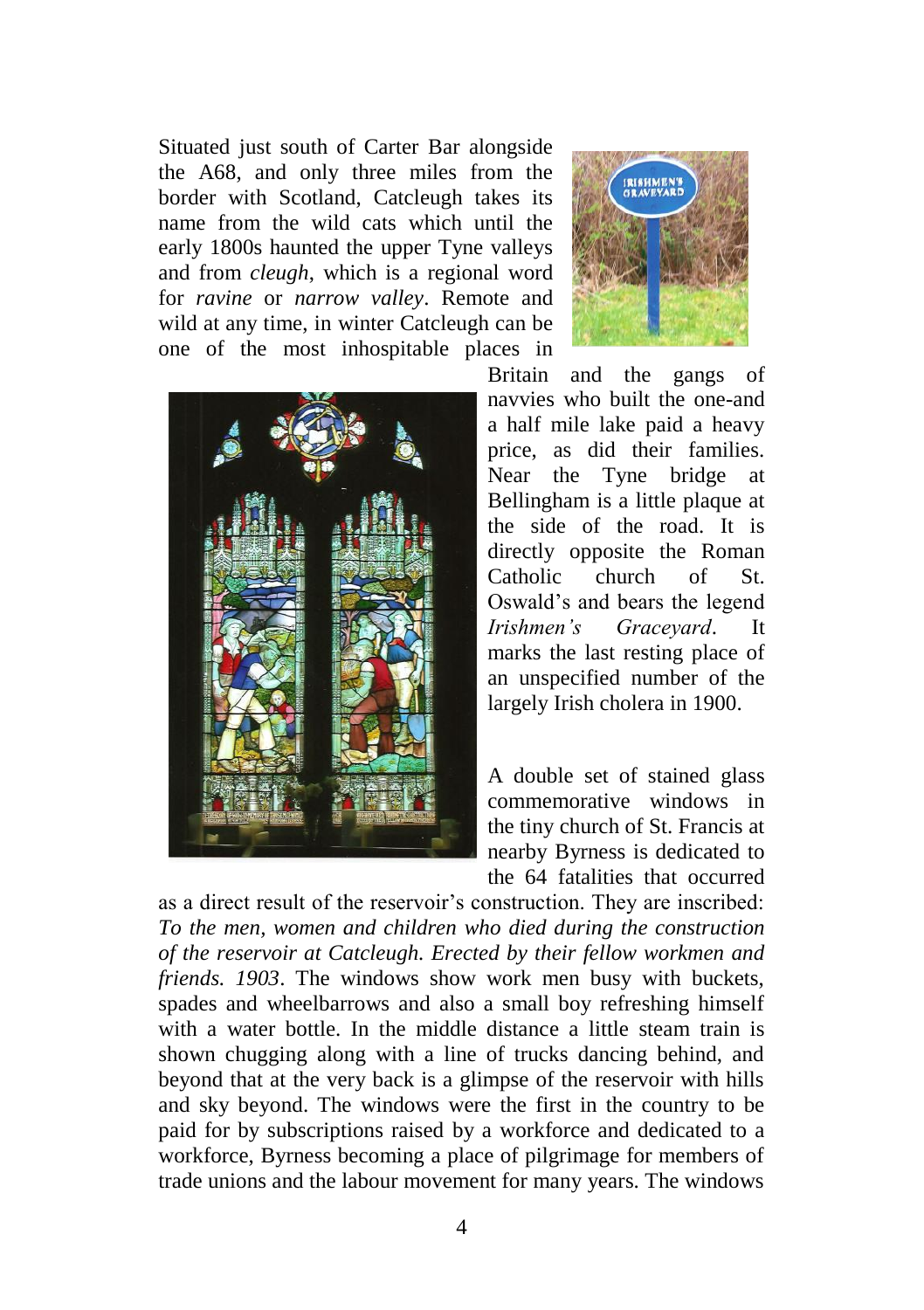Situated just south of Carter Bar alongside the A68, and only three miles from the border with Scotland, Catcleugh takes its name from the wild cats which until the early 1800s haunted the upper Tyne valleys and from *cleugh*, which is a regional word for *ravine* or *narrow valley*. Remote and wild at any time, in winter Catcleugh can be one of the most inhospitable places in Britain and the gangs of navvies who built the one-and a half mile lake paid a heavy price, as did their families. Near the Tyne bridge at Bellingham is a little plaque at the side of the road. It is directly opposite the Roman Catholic church of St. Oswald's and bears the legend *Irishmen's Graceyard*. It marks the last resting place of an unspecified number of the largely Irish cholera in 1900.

A double set of stained glass commemorative windows in the tiny church of St. Francis at nearby Byrness is dedicated to the 64 fatalities that occurred as a direct result of the reservoir's construction. They are inscribed: *To the men, women and children who died during the construction of the reservoir at Catcleugh. Erected by their fellow workmen and friends. 1903*. The windows show work men busy with buckets, spades and wheelbarrows and also a small boy refreshing himself with a water bottle. In the middle distance a little steam train is shown chugging along with a line of trucks dancing behind, and beyond that at the very back is a glimpse of the reservoir with hills and sky beyond. The windows were the first in the country to be paid for by subscriptions raised by a workforce and dedicated to a workforce, Byrness becoming a place of pilgrimage for members of trade unions and the labour movement for many years. The windows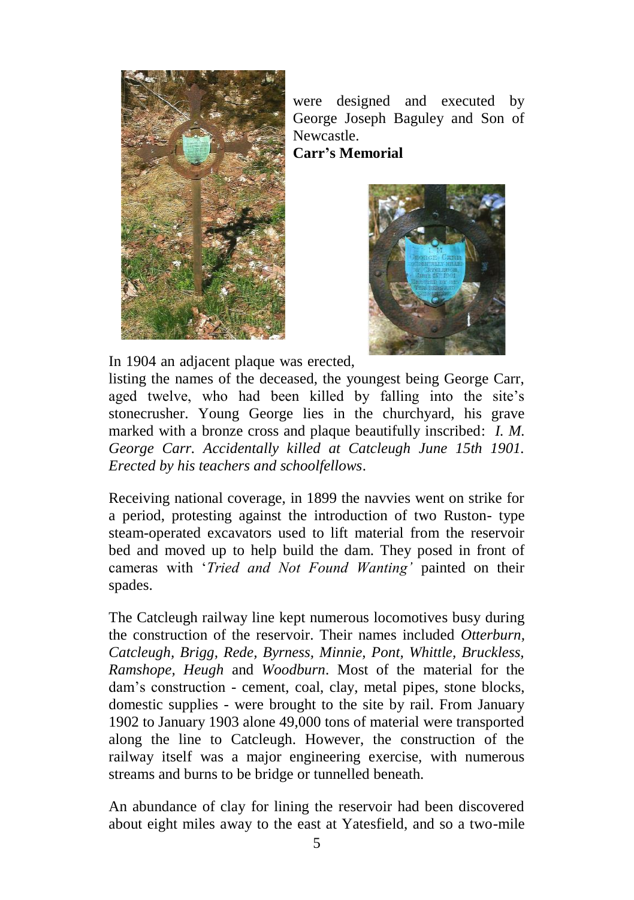were designed and executed by George Joseph Baguley and Son of Newcastle.

**Carr's Memorial**

In 1904 an adjacent plaque was erected, listing the names of the deceased, the youngest being George Carr, aged twelve, who had been killed by falling into the site's stonecrusher. Young George lies in the churchyard, his grave marked with a bronze cross and plaque beautifully inscribed: *I. M. George Carr. Accidentally killed at Catcleugh June 15th 1901. Erected by his teachers and schoolfellows*.

Receiving national coverage, in 1899 the navvies went on strike for a period, protesting against the introduction of two Ruston- type steam-operated excavators used to lift material from the reservoir bed and moved up to help build the dam. They posed in front of cameras with '*Tried and Not Found Wanting'* painted on their spades.

The Catcleugh railway line kept numerous locomotives busy during the construction of the reservoir. Their names included *Otterburn, Catcleugh, Brigg, Rede, Byrness, Minnie, Pont, Whittle, Bruckless, Ramshope, Heugh* and *Woodburn*. Most of the material for the dam's construction - cement, coal, clay, metal pipes, stone blocks, domestic supplies - were brought to the site by rail. From January 1902 to January 1903 alone 49,000 tons of material were transported along the line to Catcleugh. However, the construction of the railway itself was a major engineering exercise, with numerous streams and burns to be bridge or tunnelled beneath.

An abundance of clay for lining the reservoir had been discovered about eight miles away to the east at Yatesfield, and so a two-mile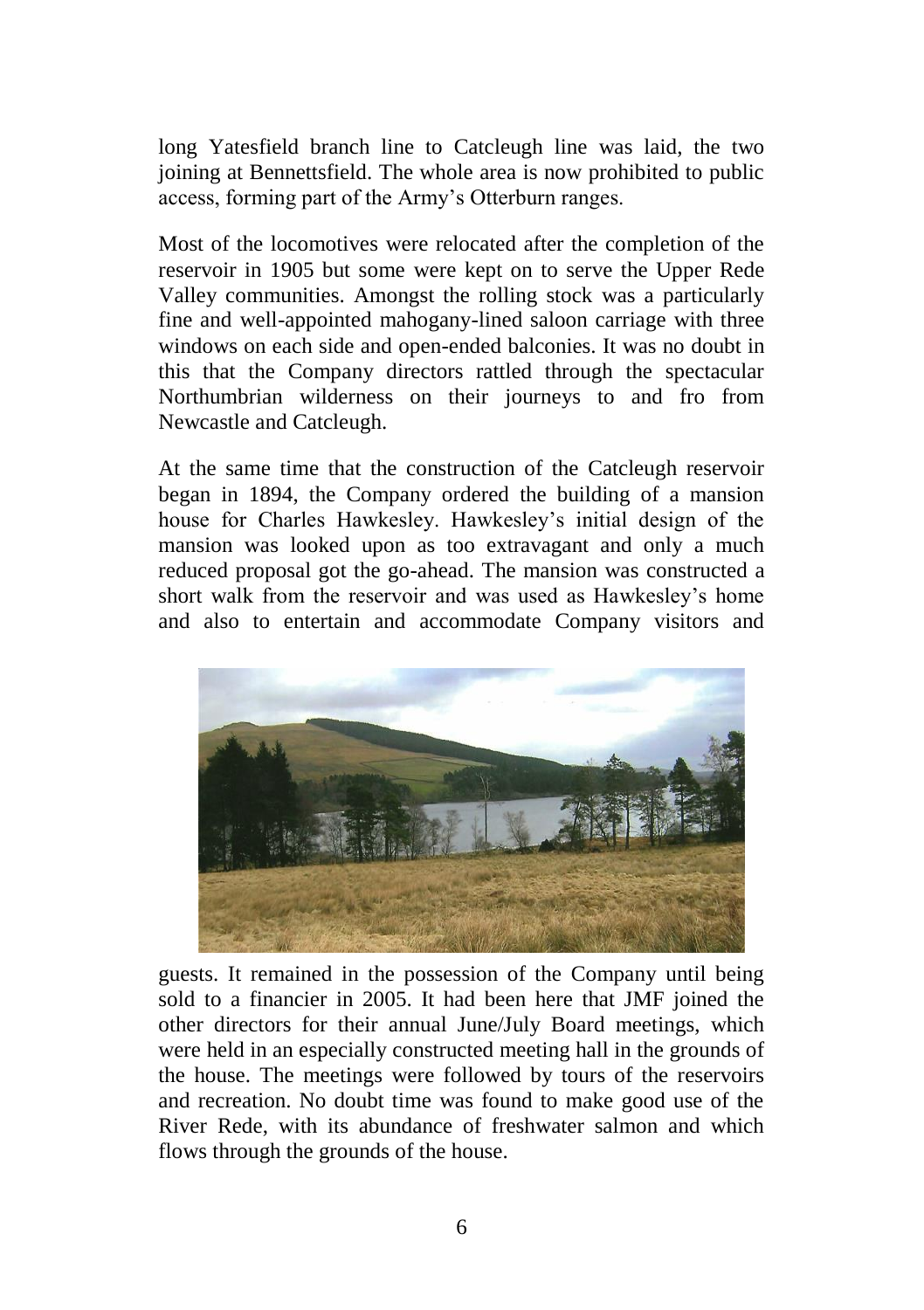long Yatesfield branch line to Catcleugh line was laid, the two joining at Bennettsfield. The whole area is now prohibited to public access, forming part of the Army's Otterburn ranges.

Most of the locomotives were relocated after the completion of the reservoir in 1905 but some were kept on to serve the Upper Rede Valley communities. Amongst the rolling stock was a particularly fine and well-appointed mahogany-lined saloon carriage with three windows on each side and open-ended balconies. It was no doubt in this that the Company directors rattled through the spectacular Northumbrian wilderness on their journeys to and fro from Newcastle and Catcleugh.

At the same time that the construction of the Catcleugh reservoir began in 1894, the Company ordered the building of a mansion house for Charles Hawkesley. Hawkesley's initial design of the mansion was looked upon as too extravagant and only a much reduced proposal got the go-ahead. The mansion was constructed a short walk from the reservoir and was used as Hawkesley's home and also to entertain and accommodate Company visitors and guests. It remained in the possession of the Company until being sold to a financier in 2005. It had been here that JMF joined the other directors for their annual June/July Board meetings, which were held in an especially constructed meeting hall in the grounds of the house. The meetings were followed by tours of the reservoirs and recreation. No doubt time was found to make good use of the River Rede, with its abundance of freshwater salmon and which flows through the grounds of the house.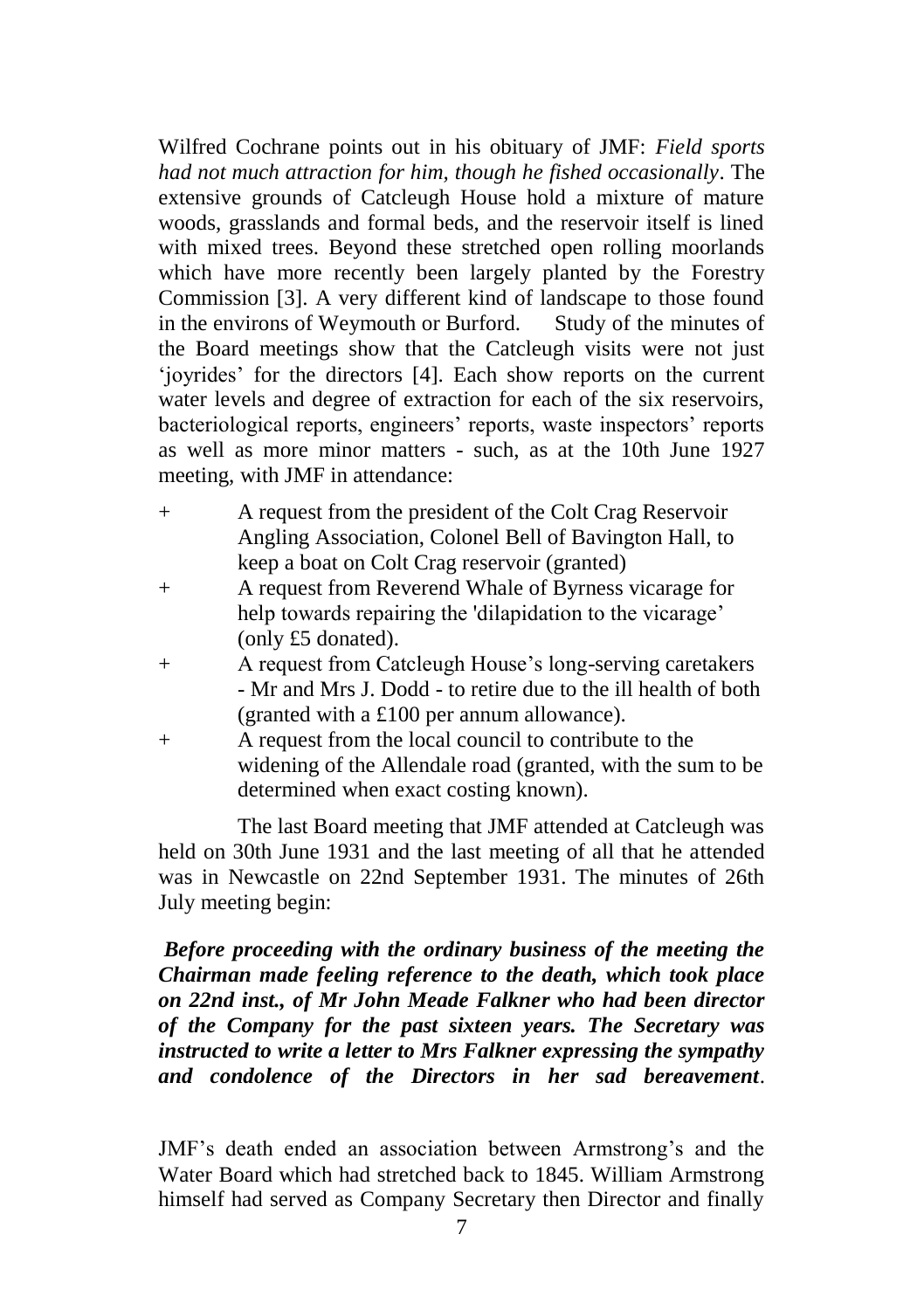Wilfred Cochrane points out in his obituary of JMF: *Field sports had not much attraction for him, though he fished occasionally*. The extensive grounds of Catcleugh House hold a mixture of mature woods, grasslands and formal beds, and the reservoir itself is lined with mixed trees. Beyond these stretched open rolling moorlands which have more recently been largely planted by the Forestry Commission [3]. A very different kind of landscape to those found in the environs of Weymouth or Burford.    Study of the minutes of the Board meetings show that the Catcleugh visits were not just 'joyrides' for the directors [4]. Each show reports on the current water levels and degree of extraction for each of the six reservoirs, bacteriological reports, engineers' reports, waste inspectors' reports as well as more minor matters - such, as at the 10th June 1927 meeting, with JMF in attendance:

+ A request from the president of the Colt Crag Reservoir Angling Association, Colonel Bell of Bavington Hall, to keep a boat on Colt Crag reservoir (granted)
+ A request from Reverend Whale of Byrness vicarage for help towards repairing the 'dilapidation to the vicarage' (only £5 donated).
+ A request from Catcleugh House's long-serving caretakers - Mr and Mrs J. Dodd - to retire due to the ill health of both (granted with a £100 per annum allowance).
+ A request from the local council to contribute to the widening of the Allendale road (granted, with the sum to be determined when exact costing known).

The last Board meeting that JMF attended at Catcleugh was held on 30th June 1931 and the last meeting of all that he attended was in Newcastle on 22nd September 1931. The minutes of 26th July meeting begin:

***Before proceeding with the ordinary business of the meeting the Chairman made feeling reference to the death, which took place on 22nd inst., of Mr John Meade Falkner who had been director of the Company for the past sixteen years. The Secretary was instructed to write a letter to Mrs Falkner expressing the sympathy and condolence of the Directors in her sad bereavement*.**

JMF's death ended an association between Armstrong's and the Water Board which had stretched back to 1845. William Armstrong himself had served as Company Secretary then Director and finally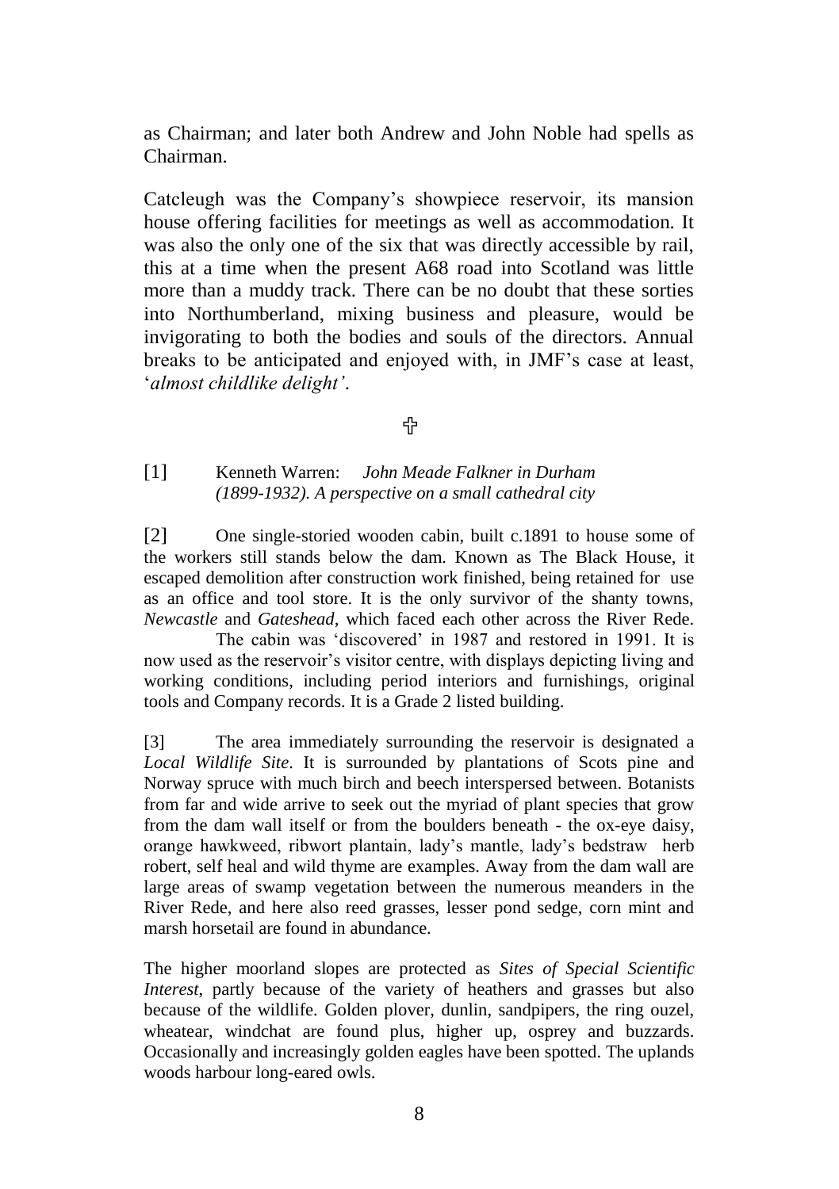as Chairman; and later both Andrew and John Noble had spells as Chairman.

Catcleugh was the Company's showpiece reservoir, its mansion house offering facilities for meetings as well as accommodation. It was also the only one of the six that was directly accessible by rail, this at a time when the present A68 road into Scotland was little more than a muddy track. There can be no doubt that these sorties into Northumberland, mixing business and pleasure, would be invigorating to both the bodies and souls of the directors. Annual breaks to be anticipated and enjoyed with, in JMF's case at least, '*almost childlike delight'*.

✠

[1] Kenneth Warren: *John Meade Falkner in Durham (1899-1932). A perspective on a small cathedral city*

[2] One single-storied wooden cabin, built c.1891 to house some of the workers still stands below the dam. Known as The Black House, it escaped demolition after construction work finished, being retained for use as an office and tool store. It is the only survivor of the shanty towns, *Newcastle* and *Gateshead*, which faced each other across the River Rede.

The cabin was 'discovered' in 1987 and restored in 1991. It is now used as the reservoir's visitor centre, with displays depicting living and working conditions, including period interiors and furnishings, original tools and Company records. It is a Grade 2 listed building.

[3] The area immediately surrounding the reservoir is designated a *Local Wildlife Site*. It is surrounded by plantations of Scots pine and Norway spruce with much birch and beech interspersed between. Botanists from far and wide arrive to seek out the myriad of plant species that grow from the dam wall itself or from the boulders beneath - the ox-eye daisy, orange hawkweed, ribwort plantain, lady's mantle, lady's bedstraw herb robert, self heal and wild thyme are examples. Away from the dam wall are large areas of swamp vegetation between the numerous meanders in the River Rede, and here also reed grasses, lesser pond sedge, corn mint and marsh horsetail are found in abundance.

The higher moorland slopes are protected as *Sites of Special Scientific Interest*, partly because of the variety of heathers and grasses but also because of the wildlife. Golden plover, dunlin, sandpipers, the ring ouzel, wheatear, windchat are found plus, higher up, osprey and buzzards. Occasionally and increasingly golden eagles have been spotted. The uplands woods harbour long-eared owls.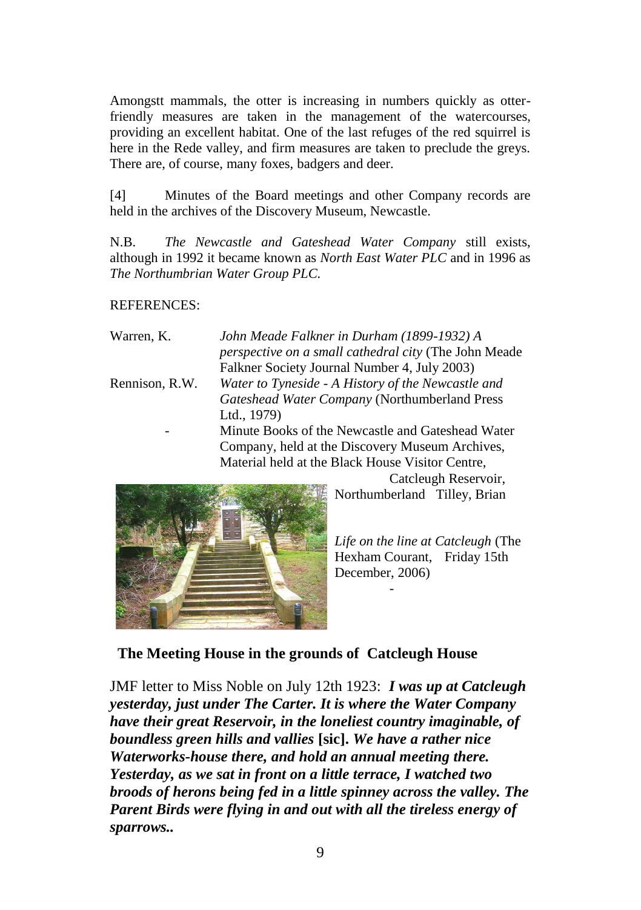Amongstt mammals, the otter is increasing in numbers quickly as otter-friendly measures are taken in the management of the watercourses, providing an excellent habitat. One of the last refuges of the red squirrel is here in the Rede valley, and firm measures are taken to preclude the greys. There are, of course, many foxes, badgers and deer.

[4] Minutes of the Board meetings and other Company records are held in the archives of the Discovery Museum, Newcastle.

N.B. *The Newcastle and Gateshead Water Company* still exists, although in 1992 it became known as *North East Water PLC* and in 1996 as *The Northumbrian Water Group PLC.*

REFERENCES:

Warren, K. *John Meade Falkner in Durham (1899-1932) A perspective on a small cathedral city* (The John Meade Falkner Society Journal Number 4, July 2003)

Rennison, R.W. *Water to Tyneside - A History of the Newcastle and Gateshead Water Company* (Northumberland Press Ltd., 1979)

\- Minute Books of the Newcastle and Gateshead Water Company, held at the Discovery Museum Archives,

Material held at the Black House Visitor Centre, Catcleugh Reservoir, Northumberland

Tilley, Brian *Life on the line at Catcleugh* (The Hexham Courant, Friday 15th December, 2006)

\-

**The Meeting House in the grounds of Catcleugh House**

JMF letter to Miss Noble on July 12th 1923: ***I was up at Catcleugh yesterday, just under The Carter. It is where the Water Company have their great Reservoir, in the loneliest country imaginable, of boundless green hills and vallies* [sic]. *We have a rather nice Waterworks-house there, and hold an annual meeting there. Yesterday, as we sat in front on a little terrace, I watched two broods of herons being fed in a little spinney across the valley. The Parent Birds were flying in and out with all the tireless energy of sparrows..***